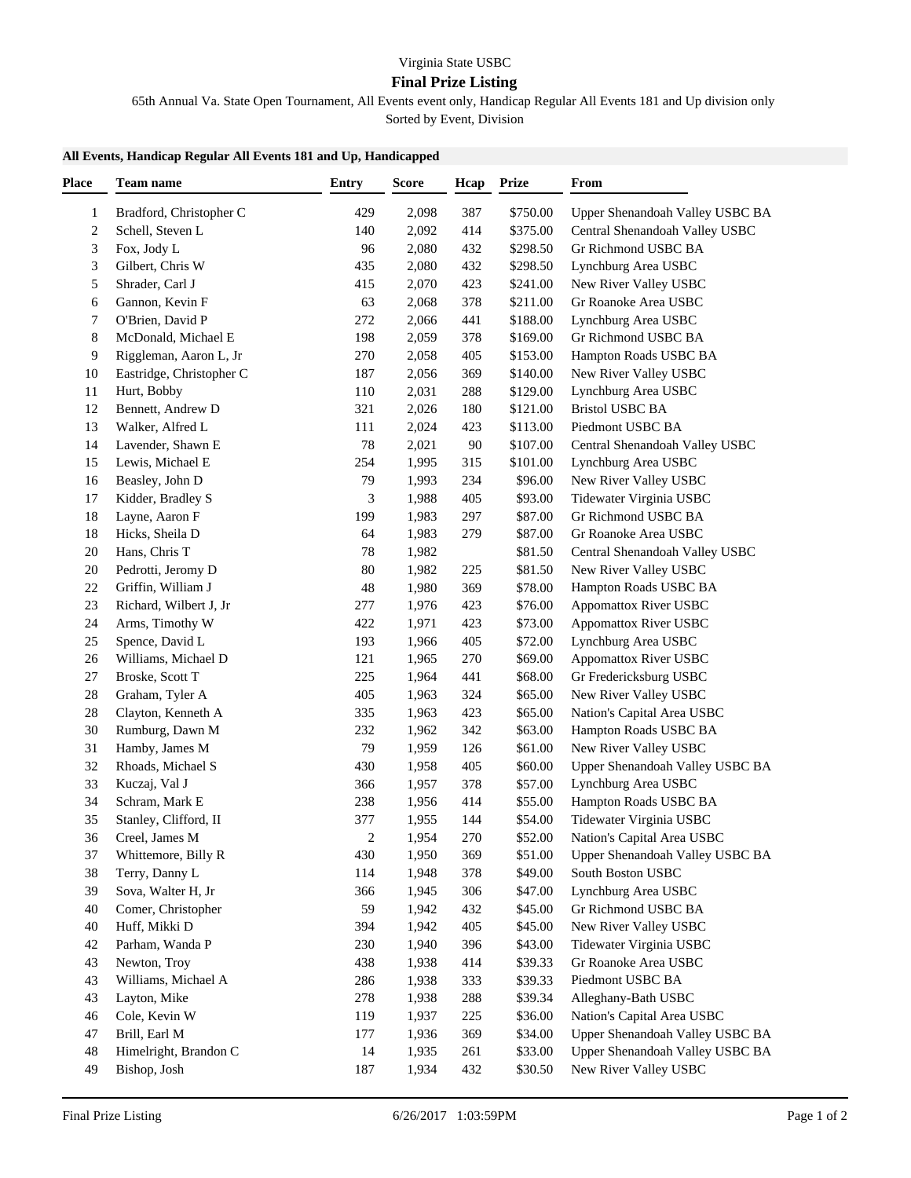Virginia State USBC

## Final Prize Listing

65th Annual Va. State Open Tournament, All Events event only, Handicap Regular All Events 181 and Up division only

Sorted by Event, Division

### All Events, Handicap Regular All Events 181 and Up, Handicapped

| Place | Team name | Entry | Score | Hcap | Prize | From |
|---|---|---|---|---|---|---|
| 1 | Bradford, Christopher C | 429 | 2,098 | 387 | $750.00 | Upper Shenandoah Valley USBC BA |
| 2 | Schell, Steven L | 140 | 2,092 | 414 | $375.00 | Central Shenandoah Valley USBC |
| 3 | Fox, Jody L | 96 | 2,080 | 432 | $298.50 | Gr Richmond USBC BA |
| 3 | Gilbert, Chris W | 435 | 2,080 | 432 | $298.50 | Lynchburg Area USBC |
| 5 | Shrader, Carl J | 415 | 2,070 | 423 | $241.00 | New River Valley USBC |
| 6 | Gannon, Kevin F | 63 | 2,068 | 378 | $211.00 | Gr Roanoke Area USBC |
| 7 | O'Brien, David P | 272 | 2,066 | 441 | $188.00 | Lynchburg Area USBC |
| 8 | McDonald, Michael E | 198 | 2,059 | 378 | $169.00 | Gr Richmond USBC BA |
| 9 | Riggleman, Aaron L, Jr | 270 | 2,058 | 405 | $153.00 | Hampton Roads USBC BA |
| 10 | Eastridge, Christopher C | 187 | 2,056 | 369 | $140.00 | New River Valley USBC |
| 11 | Hurt, Bobby | 110 | 2,031 | 288 | $129.00 | Lynchburg Area USBC |
| 12 | Bennett, Andrew D | 321 | 2,026 | 180 | $121.00 | Bristol USBC BA |
| 13 | Walker, Alfred L | 111 | 2,024 | 423 | $113.00 | Piedmont USBC BA |
| 14 | Lavender, Shawn E | 78 | 2,021 | 90 | $107.00 | Central Shenandoah Valley USBC |
| 15 | Lewis, Michael E | 254 | 1,995 | 315 | $101.00 | Lynchburg Area USBC |
| 16 | Beasley, John D | 79 | 1,993 | 234 | $96.00 | New River Valley USBC |
| 17 | Kidder, Bradley S | 3 | 1,988 | 405 | $93.00 | Tidewater Virginia USBC |
| 18 | Layne, Aaron F | 199 | 1,983 | 297 | $87.00 | Gr Richmond USBC BA |
| 18 | Hicks, Sheila D | 64 | 1,983 | 279 | $87.00 | Gr Roanoke Area USBC |
| 20 | Hans, Chris T | 78 | 1,982 | | $81.50 | Central Shenandoah Valley USBC |
| 20 | Pedrotti, Jeromy D | 80 | 1,982 | 225 | $81.50 | New River Valley USBC |
| 22 | Griffin, William J | 48 | 1,980 | 369 | $78.00 | Hampton Roads USBC BA |
| 23 | Richard, Wilbert J, Jr | 277 | 1,976 | 423 | $76.00 | Appomattox River USBC |
| 24 | Arms, Timothy W | 422 | 1,971 | 423 | $73.00 | Appomattox River USBC |
| 25 | Spence, David L | 193 | 1,966 | 405 | $72.00 | Lynchburg Area USBC |
| 26 | Williams, Michael D | 121 | 1,965 | 270 | $69.00 | Appomattox River USBC |
| 27 | Broske, Scott T | 225 | 1,964 | 441 | $68.00 | Gr Fredericksburg USBC |
| 28 | Graham, Tyler A | 405 | 1,963 | 324 | $65.00 | New River Valley USBC |
| 28 | Clayton, Kenneth A | 335 | 1,963 | 423 | $65.00 | Nation's Capital Area USBC |
| 30 | Rumburg, Dawn M | 232 | 1,962 | 342 | $63.00 | Hampton Roads USBC BA |
| 31 | Hamby, James M | 79 | 1,959 | 126 | $61.00 | New River Valley USBC |
| 32 | Rhoads, Michael S | 430 | 1,958 | 405 | $60.00 | Upper Shenandoah Valley USBC BA |
| 33 | Kuczaj, Val J | 366 | 1,957 | 378 | $57.00 | Lynchburg Area USBC |
| 34 | Schram, Mark E | 238 | 1,956 | 414 | $55.00 | Hampton Roads USBC BA |
| 35 | Stanley, Clifford, II | 377 | 1,955 | 144 | $54.00 | Tidewater Virginia USBC |
| 36 | Creel, James M | 2 | 1,954 | 270 | $52.00 | Nation's Capital Area USBC |
| 37 | Whittemore, Billy R | 430 | 1,950 | 369 | $51.00 | Upper Shenandoah Valley USBC BA |
| 38 | Terry, Danny L | 114 | 1,948 | 378 | $49.00 | South Boston USBC |
| 39 | Sova, Walter H, Jr | 366 | 1,945 | 306 | $47.00 | Lynchburg Area USBC |
| 40 | Comer, Christopher | 59 | 1,942 | 432 | $45.00 | Gr Richmond USBC BA |
| 40 | Huff, Mikki D | 394 | 1,942 | 405 | $45.00 | New River Valley USBC |
| 42 | Parham, Wanda P | 230 | 1,940 | 396 | $43.00 | Tidewater Virginia USBC |
| 43 | Newton, Troy | 438 | 1,938 | 414 | $39.33 | Gr Roanoke Area USBC |
| 43 | Williams, Michael A | 286 | 1,938 | 333 | $39.33 | Piedmont USBC BA |
| 43 | Layton, Mike | 278 | 1,938 | 288 | $39.34 | Alleghany-Bath USBC |
| 46 | Cole, Kevin W | 119 | 1,937 | 225 | $36.00 | Nation's Capital Area USBC |
| 47 | Brill, Earl M | 177 | 1,936 | 369 | $34.00 | Upper Shenandoah Valley USBC BA |
| 48 | Himelright, Brandon C | 14 | 1,935 | 261 | $33.00 | Upper Shenandoah Valley USBC BA |
| 49 | Bishop, Josh | 187 | 1,934 | 432 | $30.50 | New River Valley USBC |

Final Prize Listing 6/26/2017 1:03:59PM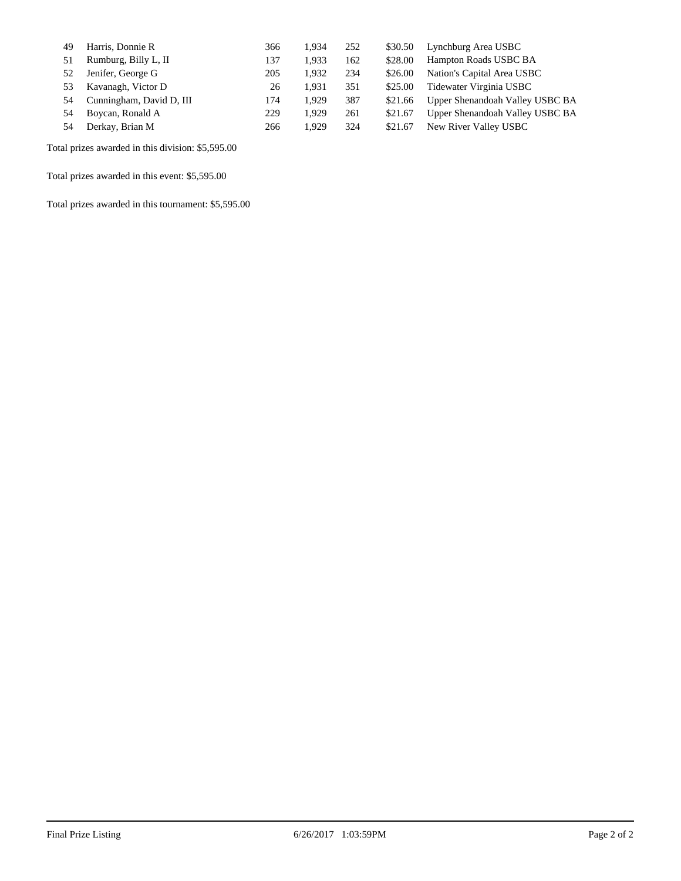| | | | | | | |
|---|---|---|---|---|---|---|
| 49 | Harris, Donnie R | 366 | 1,934 | 252 | $30.50 | Lynchburg Area USBC |
| 51 | Rumburg, Billy L, II | 137 | 1,933 | 162 | $28.00 | Hampton Roads USBC BA |
| 52 | Jenifer, George G | 205 | 1,932 | 234 | $26.00 | Nation's Capital Area USBC |
| 53 | Kavanagh, Victor D | 26 | 1,931 | 351 | $25.00 | Tidewater Virginia USBC |
| 54 | Cunningham, David D, III | 174 | 1,929 | 387 | $21.66 | Upper Shenandoah Valley USBC BA |
| 54 | Boycan, Ronald A | 229 | 1,929 | 261 | $21.67 | Upper Shenandoah Valley USBC BA |
| 54 | Derkay, Brian M | 266 | 1,929 | 324 | $21.67 | New River Valley USBC |

Total prizes awarded in this division: $5,595.00

Total prizes awarded in this event: $5,595.00

Total prizes awarded in this tournament: $5,595.00